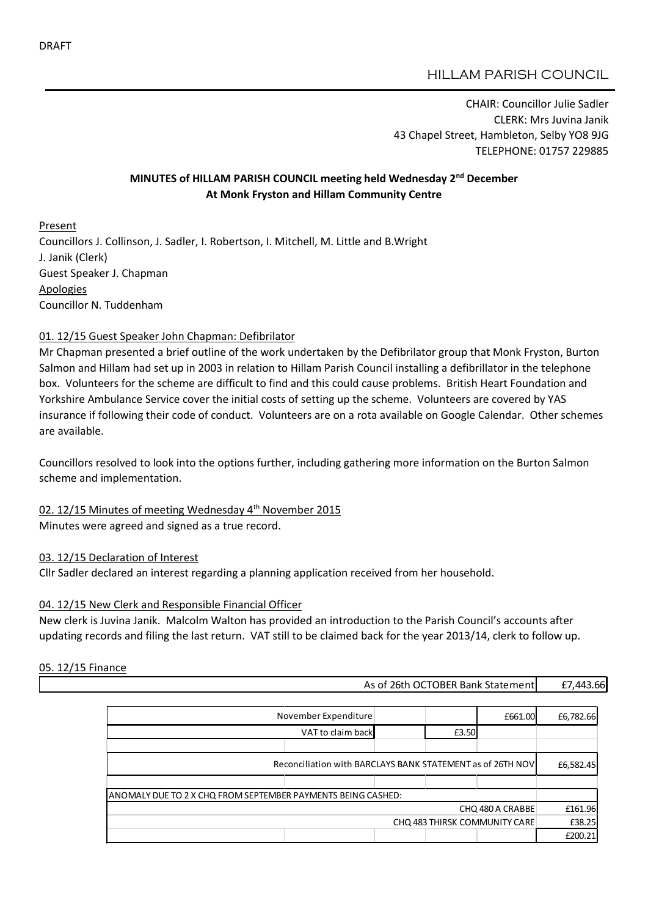DRAFT

HILLAM PARISH COUNCIL

CHAIR: Councillor Julie Sadler
CLERK: Mrs Juvina Janik
43 Chapel Street, Hambleton, Selby YO8 9JG
TELEPHONE: 01757 229885

**MINUTES of HILLAM PARISH COUNCIL meeting held Wednesday 2nd December**
**At Monk Fryston and Hillam Community Centre**

Present
Councillors J. Collinson, J. Sadler, I. Robertson, I. Mitchell, M. Little and B.Wright
J. Janik (Clerk)
Guest Speaker J. Chapman
Apologies
Councillor N. Tuddenham

01. 12/15 Guest Speaker John Chapman: Defibrilator

Mr Chapman presented a brief outline of the work undertaken by the Defibrilator group that Monk Fryston, Burton Salmon and Hillam had set up in 2003 in relation to Hillam Parish Council installing a defibrillator in the telephone box. Volunteers for the scheme are difficult to find and this could cause problems. British Heart Foundation and Yorkshire Ambulance Service cover the initial costs of setting up the scheme. Volunteers are covered by YAS insurance if following their code of conduct. Volunteers are on a rota available on Google Calendar. Other schemes are available.

Councillors resolved to look into the options further, including gathering more information on the Burton Salmon scheme and implementation.

02. 12/15 Minutes of meeting Wednesday 4th November 2015

Minutes were agreed and signed as a true record.

03. 12/15 Declaration of Interest

Cllr Sadler declared an interest regarding a planning application received from her household.

04. 12/15 New Clerk and Responsible Financial Officer

New clerk is Juvina Janik. Malcolm Walton has provided an introduction to the Parish Council's accounts after updating records and filing the last return. VAT still to be claimed back for the year 2013/14, clerk to follow up.

05. 12/15 Finance

| As of 26th OCTOBER Bank Statement | £7,443.66 |
|---|---|

| | | | | | |
|---|---|---|---|---|---|
| November Expenditure | | | | £661.00 | £6,782.66 |
| VAT to claim back | | | £3.50 | | |
| | | | | | |
| Reconciliation with BARCLAYS BANK STATEMENT as of 26TH NOV | | | | | £6,582.45 |
| | | | | | |
| ANOMALY DUE TO 2 X CHQ FROM SEPTEMBER PAYMENTS BEING CASHED: | | | | | |
| | | | | CHQ 480 A CRABBE | £161.96 |
| | | | | CHQ 483 THIRSK COMMUNITY CARE | £38.25 |
| | | | | | £200.21 |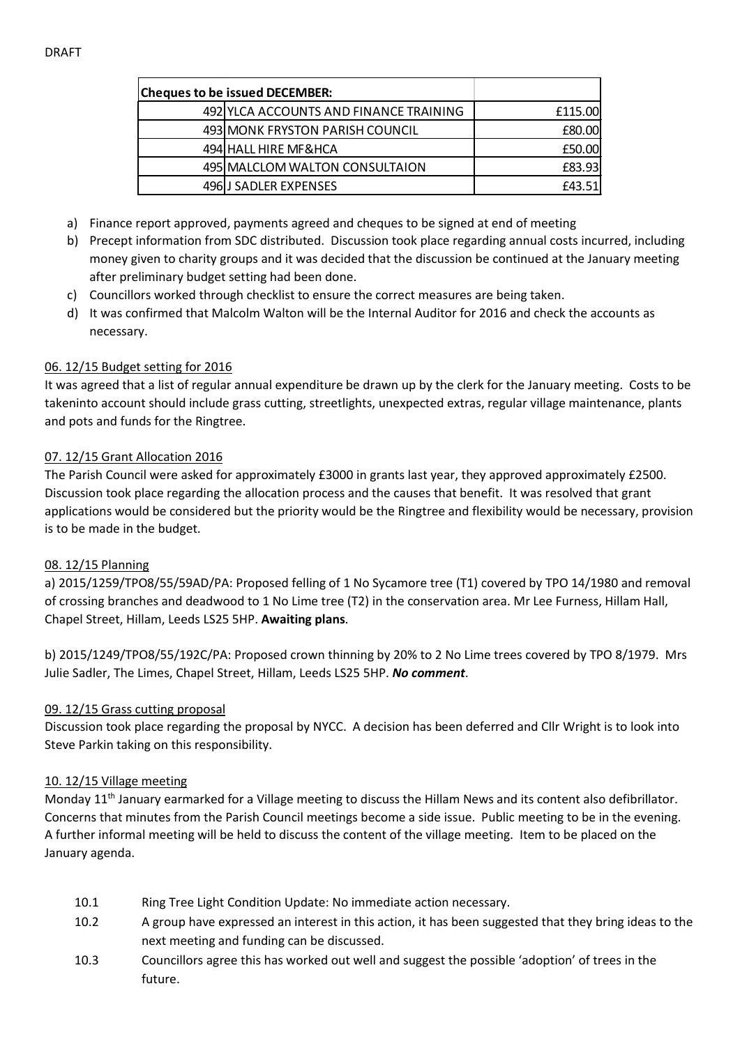DRAFT

| Cheques to be issued DECEMBER: | | |
|---|---|---|
| 492 | YLCA ACCOUNTS AND FINANCE TRAINING | £115.00 |
| 493 | MONK FRYSTON PARISH COUNCIL | £80.00 |
| 494 | HALL HIRE MF&HCA | £50.00 |
| 495 | MALCLOM WALTON CONSULTAION | £83.93 |
| 496 | J SADLER EXPENSES | £43.51 |

a) Finance report approved, payments agreed and cheques to be signed at end of meeting
b) Precept information from SDC distributed. Discussion took place regarding annual costs incurred, including money given to charity groups and it was decided that the discussion be continued at the January meeting after preliminary budget setting had been done.
c) Councillors worked through checklist to ensure the correct measures are being taken.
d) It was confirmed that Malcolm Walton will be the Internal Auditor for 2016 and check the accounts as necessary.

06. 12/15 Budget setting for 2016

It was agreed that a list of regular annual expenditure be drawn up by the clerk for the January meeting. Costs to be takeninto account should include grass cutting, streetlights, unexpected extras, regular village maintenance, plants and pots and funds for the Ringtree.

07. 12/15 Grant Allocation 2016

The Parish Council were asked for approximately £3000 in grants last year, they approved approximately £2500. Discussion took place regarding the allocation process and the causes that benefit. It was resolved that grant applications would be considered but the priority would be the Ringtree and flexibility would be necessary, provision is to be made in the budget.

08. 12/15 Planning

a) 2015/1259/TPO8/55/59AD/PA: Proposed felling of 1 No Sycamore tree (T1) covered by TPO 14/1980 and removal of crossing branches and deadwood to 1 No Lime tree (T2) in the conservation area. Mr Lee Furness, Hillam Hall, Chapel Street, Hillam, Leeds LS25 5HP. **Awaiting plans**.

b) 2015/1249/TPO8/55/192C/PA: Proposed crown thinning by 20% to 2 No Lime trees covered by TPO 8/1979. Mrs Julie Sadler, The Limes, Chapel Street, Hillam, Leeds LS25 5HP. ***No comment***.

09. 12/15 Grass cutting proposal

Discussion took place regarding the proposal by NYCC. A decision has been deferred and Cllr Wright is to look into Steve Parkin taking on this responsibility.

10. 12/15 Village meeting

Monday 11th January earmarked for a Village meeting to discuss the Hillam News and its content also defibrillator. Concerns that minutes from the Parish Council meetings become a side issue. Public meeting to be in the evening. A further informal meeting will be held to discuss the content of the village meeting. Item to be placed on the January agenda.

10.1 Ring Tree Light Condition Update: No immediate action necessary.

10.2 A group have expressed an interest in this action, it has been suggested that they bring ideas to the next meeting and funding can be discussed.

10.3 Councillors agree this has worked out well and suggest the possible 'adoption' of trees in the future.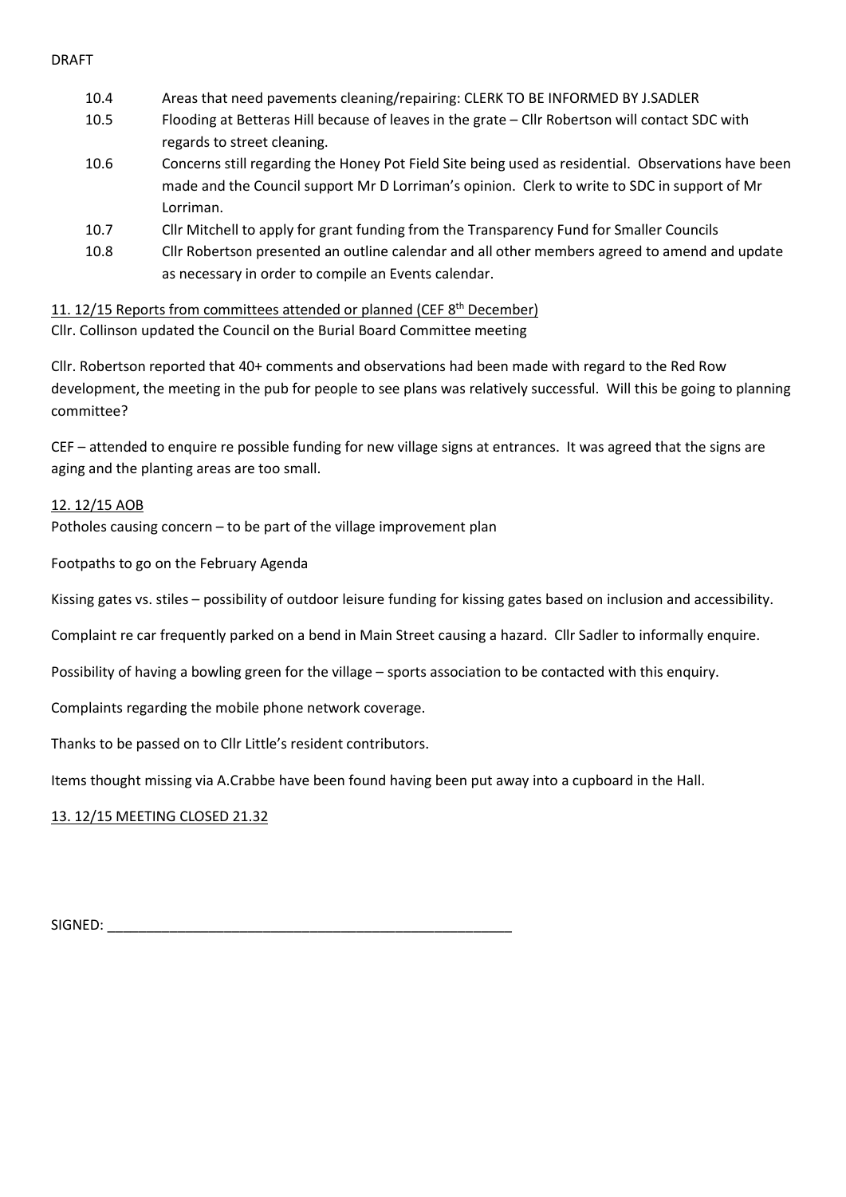DRAFT

| | |
|---|---|
| 10.4 | Areas that need pavements cleaning/repairing: CLERK TO BE INFORMED BY J.SADLER |
| 10.5 | Flooding at Betteras Hill because of leaves in the grate – Cllr Robertson will contact SDC with regards to street cleaning. |
| 10.6 | Concerns still regarding the Honey Pot Field Site being used as residential. Observations have been made and the Council support Mr D Lorriman's opinion. Clerk to write to SDC in support of Mr Lorriman. |
| 10.7 | Cllr Mitchell to apply for grant funding from the Transparency Fund for Smaller Councils |
| 10.8 | Cllr Robertson presented an outline calendar and all other members agreed to amend and update as necessary in order to compile an Events calendar. |

<u>11. 12/15 Reports from committees attended or planned (CEF 8th December)</u>

Cllr. Collinson updated the Council on the Burial Board Committee meeting

Cllr. Robertson reported that 40+ comments and observations had been made with regard to the Red Row development, the meeting in the pub for people to see plans was relatively successful. Will this be going to planning committee?

CEF – attended to enquire re possible funding for new village signs at entrances. It was agreed that the signs are aging and the planting areas are too small.

<u>12. 12/15 AOB</u>

Potholes causing concern – to be part of the village improvement plan

Footpaths to go on the February Agenda

Kissing gates vs. stiles – possibility of outdoor leisure funding for kissing gates based on inclusion and accessibility.

Complaint re car frequently parked on a bend in Main Street causing a hazard. Cllr Sadler to informally enquire.

Possibility of having a bowling green for the village – sports association to be contacted with this enquiry.

Complaints regarding the mobile phone network coverage.

Thanks to be passed on to Cllr Little's resident contributors.

Items thought missing via A.Crabbe have been found having been put away into a cupboard in the Hall.

<u>13. 12/15 MEETING CLOSED 21.32</u>

SIGNED: _____________________________________________________